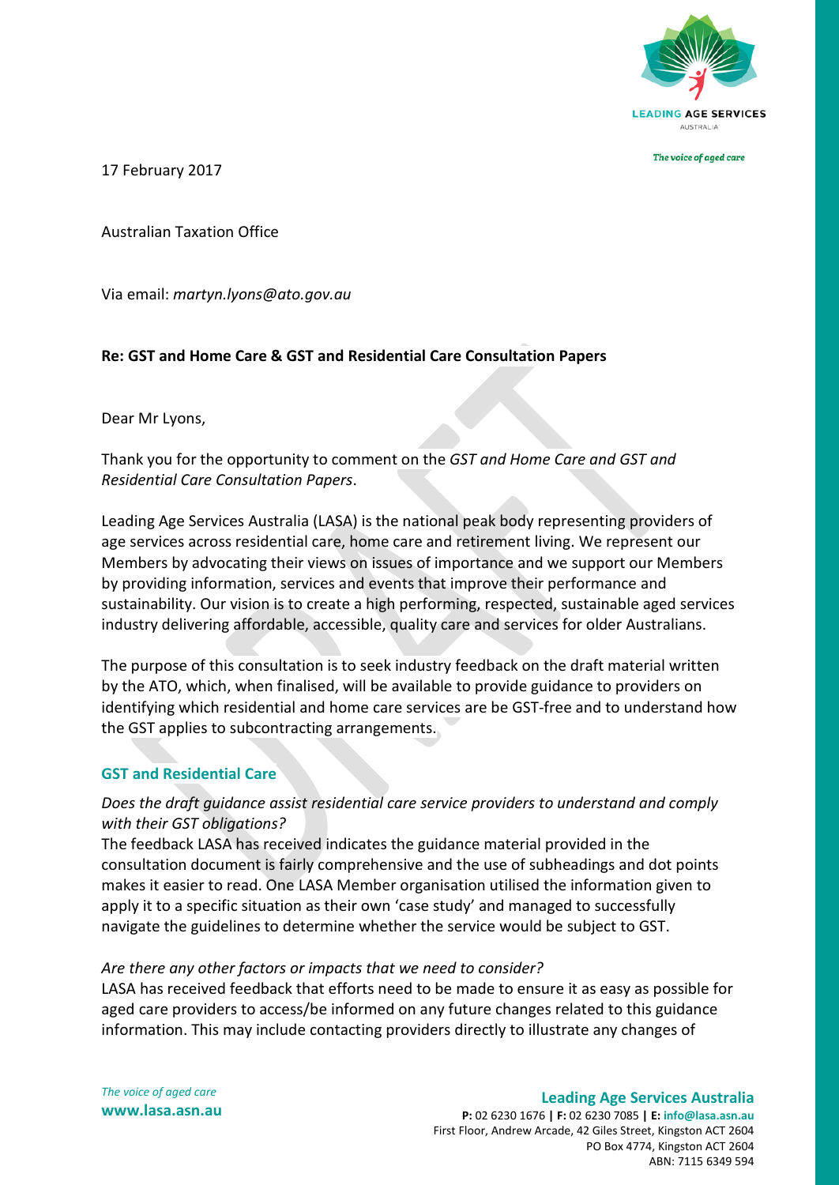17 February 2017

Australian Taxation Office

Via email: *martyn.lyons@ato.gov.au*

**Re: GST and Home Care & GST and Residential Care Consultation Papers**

Dear Mr Lyons,

Thank you for the opportunity to comment on the *GST and Home Care and GST and Residential Care Consultation Papers*.

Leading Age Services Australia (LASA) is the national peak body representing providers of age services across residential care, home care and retirement living. We represent our Members by advocating their views on issues of importance and we support our Members by providing information, services and events that improve their performance and sustainability. Our vision is to create a high performing, respected, sustainable aged services industry delivering affordable, accessible, quality care and services for older Australians.

The purpose of this consultation is to seek industry feedback on the draft material written by the ATO, which, when finalised, will be available to provide guidance to providers on identifying which residential and home care services are be GST-free and to understand how the GST applies to subcontracting arrangements.

## GST and Residential Care

*Does the draft guidance assist residential care service providers to understand and comply with their GST obligations?*

The feedback LASA has received indicates the guidance material provided in the consultation document is fairly comprehensive and the use of subheadings and dot points makes it easier to read. One LASA Member organisation utilised the information given to apply it to a specific situation as their own 'case study' and managed to successfully navigate the guidelines to determine whether the service would be subject to GST.

*Are there any other factors or impacts that we need to consider?*

LASA has received feedback that efforts need to be made to ensure it as easy as possible for aged care providers to access/be informed on any future changes related to this guidance information. This may include contacting providers directly to illustrate any changes of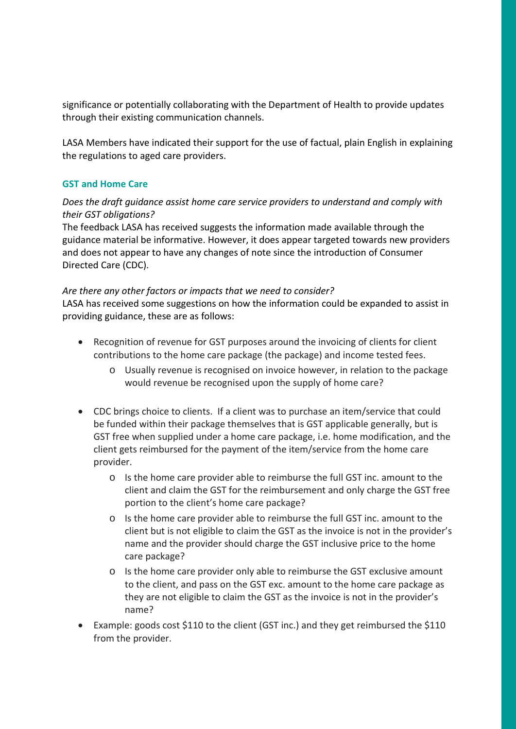significance or potentially collaborating with the Department of Health to provide updates through their existing communication channels.

LASA Members have indicated their support for the use of factual, plain English in explaining the regulations to aged care providers.

### GST and Home Care

*Does the draft guidance assist home care service providers to understand and comply with their GST obligations?*

The feedback LASA has received suggests the information made available through the guidance material be informative. However, it does appear targeted towards new providers and does not appear to have any changes of note since the introduction of Consumer Directed Care (CDC).

*Are there any other factors or impacts that we need to consider?*

LASA has received some suggestions on how the information could be expanded to assist in providing guidance, these are as follows:

- Recognition of revenue for GST purposes around the invoicing of clients for client contributions to the home care package (the package) and income tested fees.
    - Usually revenue is recognised on invoice however, in relation to the package would revenue be recognised upon the supply of home care?
- CDC brings choice to clients. If a client was to purchase an item/service that could be funded within their package themselves that is GST applicable generally, but is GST free when supplied under a home care package, i.e. home modification, and the client gets reimbursed for the payment of the item/service from the home care provider.
    - Is the home care provider able to reimburse the full GST inc. amount to the client and claim the GST for the reimbursement and only charge the GST free portion to the client's home care package?
    - Is the home care provider able to reimburse the full GST inc. amount to the client but is not eligible to claim the GST as the invoice is not in the provider's name and the provider should charge the GST inclusive price to the home care package?
    - Is the home care provider only able to reimburse the GST exclusive amount to the client, and pass on the GST exc. amount to the home care package as they are not eligible to claim the GST as the invoice is not in the provider's name?
- Example: goods cost $110 to the client (GST inc.) and they get reimbursed the $110 from the provider.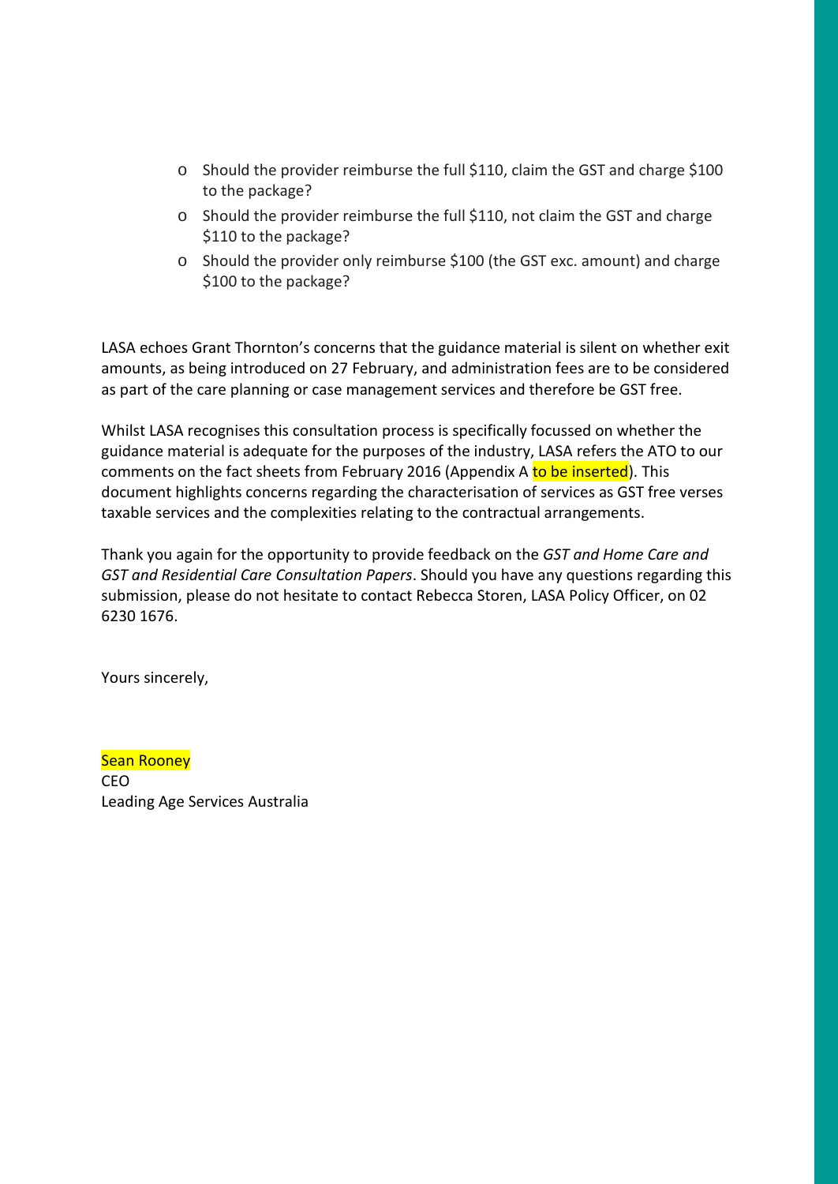- Should the provider reimburse the full $110, claim the GST and charge $100 to the package?
- Should the provider reimburse the full $110, not claim the GST and charge $110 to the package?
- Should the provider only reimburse $100 (the GST exc. amount) and charge $100 to the package?

LASA echoes Grant Thornton's concerns that the guidance material is silent on whether exit amounts, as being introduced on 27 February, and administration fees are to be considered as part of the care planning or case management services and therefore be GST free.

Whilst LASA recognises this consultation process is specifically focussed on whether the guidance material is adequate for the purposes of the industry, LASA refers the ATO to our comments on the fact sheets from February 2016 (Appendix A to be inserted). This document highlights concerns regarding the characterisation of services as GST free verses taxable services and the complexities relating to the contractual arrangements.

Thank you again for the opportunity to provide feedback on the *GST and Home Care and GST and Residential Care Consultation Papers*. Should you have any questions regarding this submission, please do not hesitate to contact Rebecca Storen, LASA Policy Officer, on 02 6230 1676.

Yours sincerely,

Sean Rooney
CEO
Leading Age Services Australia